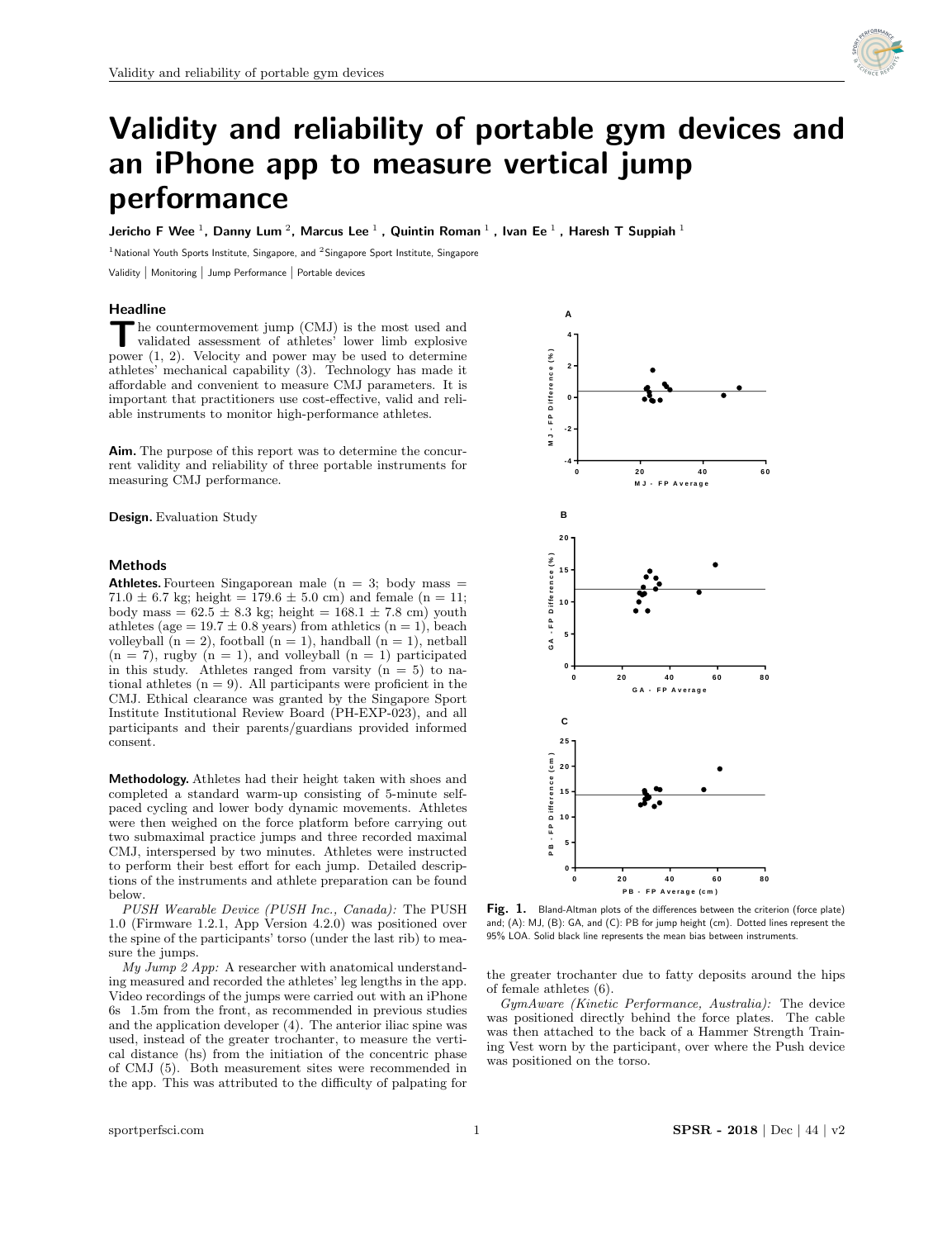# Validity and reliability of portable gym devices and an iPhone app to measure vertical jump performance

**Jericho F Wee [1], Danny Lum [2], Marcus Lee [1], Quintin Roman [1], Ivan Ee [1], Haresh T Suppiah [1]**

[1]National Youth Sports Institute, Singapore, and [2]Singapore Sport Institute, Singapore

Validity | Monitoring | Jump Performance | Portable devices

## Headline

The countermovement jump (CMJ) is the most used and validated assessment of athletes' lower limb explosive power (1, 2). Velocity and power may be used to determine athletes' mechanical capability (3). Technology has made it affordable and convenient to measure CMJ parameters. It is important that practitioners use cost-effective, valid and reliable instruments to monitor high-performance athletes.

**Aim.** The purpose of this report was to determine the concurrent validity and reliability of three portable instruments for measuring CMJ performance.

**Design.** Evaluation Study

## Methods

**Athletes.** Fourteen Singaporean male (n = 3; body mass = 71.0 ± 6.7 kg; height = 179.6 ± 5.0 cm) and female (n = 11; body mass = 62.5 ± 8.3 kg; height = 168.1 ± 7.8 cm) youth athletes (age = 19.7 ± 0.8 years) from athletics (n = 1), beach volleyball (n = 2), football (n = 1), handball (n = 1), netball (n = 7), rugby (n = 1), and volleyball (n = 1) participated in this study. Athletes ranged from varsity (n = 5) to national athletes (n = 9). All participants were proficient in the CMJ. Ethical clearance was granted by the Singapore Sport Institute Institutional Review Board (PH-EXP-023), and all participants and their parents/guardians provided informed consent.

**Methodology.** Athletes had their height taken with shoes and completed a standard warm-up consisting of 5-minute self-paced cycling and lower body dynamic movements. Athletes were then weighed on the force platform before carrying out two submaximal practice jumps and three recorded maximal CMJ, interspersed by two minutes. Athletes were instructed to perform their best effort for each jump. Detailed descriptions of the instruments and athlete preparation can be found below.

*PUSH Wearable Device (PUSH Inc., Canada):* The PUSH 1.0 (Firmware 1.2.1, App Version 4.2.0) was positioned over the spine of the participants' torso (under the last rib) to measure the jumps.

*My Jump 2 App:* A researcher with anatomical understanding measured and recorded the athletes' leg lengths in the app. Video recordings of the jumps were carried out with an iPhone 6s 1.5m from the front, as recommended in previous studies and the application developer (4). The anterior iliac spine was used, instead of the greater trochanter, to measure the vertical distance (hs) from the initiation of the concentric phase of CMJ (5). Both measurement sites were recommended in the app. This was attributed to the difficulty of palpating for the greater trochanter due to fatty deposits around the hips of female athletes (6).

*GymAware (Kinetic Performance, Australia):* The device was positioned directly behind the force plates. The cable was then attached to the back of a Hammer Strength Training Vest worn by the participant, over where the Push device was positioned on the torso.

**Fig. 1.** Bland-Altman plots of the differences between the criterion (force plate) and; (A): MJ, (B): GA, and (C): PB for jump height (cm). Dotted lines represent the 95% LOA. Solid black line represents the mean bias between instruments.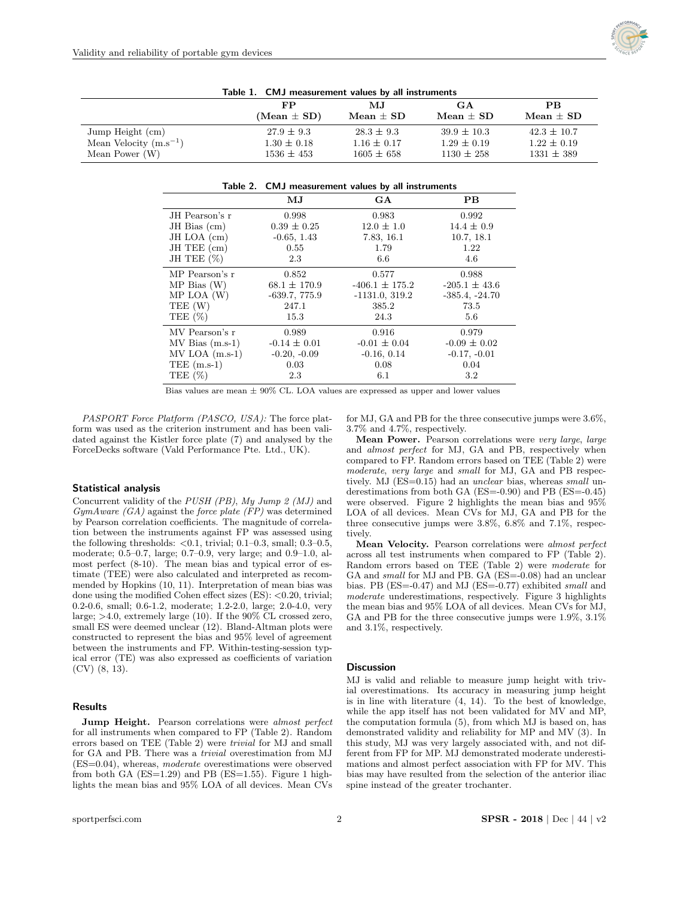**Table 1. CMJ measurement values by all instruments**

| | FP (Mean ± SD) | MJ Mean ± SD | GA Mean ± SD | PB Mean ± SD |
|---|---|---|---|---|
| Jump Height (cm) | 27.9 ± 9.3 | 28.3 ± 9.3 | 39.9 ± 10.3 | 42.3 ± 10.7 |
| Mean Velocity ($m.s^{-1}$) | 1.30 ± 0.18 | 1.16 ± 0.17 | 1.29 ± 0.19 | 1.22 ± 0.19 |
| Mean Power (W) | 1536 ± 453 | 1605 ± 658 | 1130 ± 258 | 1331 ± 389 |

**Table 2. CMJ measurement values by all instruments**

| | MJ | GA | PB |
|---|---|---|---|
| JH Pearson's r | 0.998 | 0.983 | 0.992 |
| JH Bias (cm) | 0.39 ± 0.25 | 12.0 ± 1.0 | 14.4 ± 0.9 |
| JH LOA (cm) | -0.65, 1.43 | 7.83, 16.1 | 10.7, 18.1 |
| JH TEE (cm) | 0.55 | 1.79 | 1.22 |
| JH TEE (%) | 2.3 | 6.6 | 4.6 |
| MP Pearson's r | 0.852 | 0.577 | 0.988 |
| MP Bias (W) | 68.1 ± 170.9 | -406.1 ± 175.2 | -205.1 ± 43.6 |
| MP LOA (W) | -639.7, 775.9 | -1131.0, 319.2 | -385.4, -24.70 |
| TEE (W) | 247.1 | 385.2 | 73.5 |
| TEE (%) | 15.3 | 24.3 | 5.6 |
| MV Pearson's r | 0.989 | 0.916 | 0.979 |
| MV Bias (m.s-1) | -0.14 ± 0.01 | -0.01 ± 0.04 | -0.09 ± 0.02 |
| MV LOA (m.s-1) | -0.20, -0.09 | -0.16, 0.14 | -0.17, -0.01 |
| TEE (m.s-1) | 0.03 | 0.08 | 0.04 |
| TEE (%) | 2.3 | 6.1 | 3.2 |

Bias values are mean ± 90% CL. LOA values are expressed as upper and lower values

*PASPORT Force Platform (PASCO, USA):* The force platform was used as the criterion instrument and has been validated against the Kistler force plate (7) and analysed by the ForceDecks software (Vald Performance Pte. Ltd., UK).

## Statistical analysis

Concurrent validity of the *PUSH (PB)*, *My Jump 2 (MJ)* and *GymAware (GA)* against the *force plate (FP)* was determined by Pearson correlation coefficients. The magnitude of correlation between the instruments against FP was assessed using the following thresholds: <0.1, trivial; 0.1–0.3, small; 0.3–0.5, moderate; 0.5–0.7, large; 0.7–0.9, very large; and 0.9–1.0, almost perfect (8-10). The mean bias and typical error of estimate (TEE) were also calculated and interpreted as recommended by Hopkins (10, 11). Interpretation of mean bias was done using the modified Cohen effect sizes (ES): <0.20, trivial; 0.2-0.6, small; 0.6-1.2, moderate; 1.2-2.0, large; 2.0-4.0, very large; >4.0, extremely large (10). If the 90% CL crossed zero, small ES were deemed unclear (12). Bland-Altman plots were constructed to represent the bias and 95% level of agreement between the instruments and FP. Within-testing-session typical error (TE) was also expressed as coefficients of variation (CV) (8, 13).

## Results

**Jump Height.** Pearson correlations were *almost perfect* for all instruments when compared to FP (Table 2). Random errors based on TEE (Table 2) were *trivial* for MJ and small for GA and PB. There was a *trivial* overestimation from MJ (ES=0.04), whereas, *moderate* overestimations were observed from both GA (ES=1.29) and PB (ES=1.55). Figure 1 highlights the mean bias and 95% LOA of all devices. Mean CVs for MJ, GA and PB for the three consecutive jumps were 3.6%, 3.7% and 4.7%, respectively.

**Mean Power.** Pearson correlations were *very large*, *large* and *almost perfect* for MJ, GA and PB, respectively when compared to FP. Random errors based on TEE (Table 2) were *moderate*, *very large* and *small* for MJ, GA and PB respectively. MJ (ES=0.15) had an *unclear* bias, whereas *small* underestimations from both GA (ES=-0.90) and PB (ES=-0.45) were observed. Figure 2 highlights the mean bias and 95% LOA of all devices. Mean CVs for MJ, GA and PB for the three consecutive jumps were 3.8%, 6.8% and 7.1%, respectively.

**Mean Velocity.** Pearson correlations were *almost perfect* across all test instruments when compared to FP (Table 2). Random errors based on TEE (Table 2) were *moderate* for GA and PB. GA (ES=-0.08) had an unclear bias. PB (ES=-0.47) and MJ (ES=-0.77) exhibited *small* and *moderate* underestimations, respectively. Figure 3 highlights the mean bias and 95% LOA of all devices. Mean CVs for MJ, GA and PB for the three consecutive jumps were 1.9%, 3.1% and 3.1%, respectively.

## Discussion

MJ is valid and reliable to measure jump height with trivial overestimations. Its accuracy in measuring jump height is in line with literature (4, 14). To the best of knowledge, while the app itself has not been validated for MV and MP, the computation formula (5), from which MJ is based on, has demonstrated validity and reliability for MP and MV (3). In this study, MJ was very largely associated with, and not different from FP for MP. MJ demonstrated moderate underestimations and almost perfect association with FP for MV. This bias may have resulted from the selection of the anterior iliac spine instead of the greater trochanter.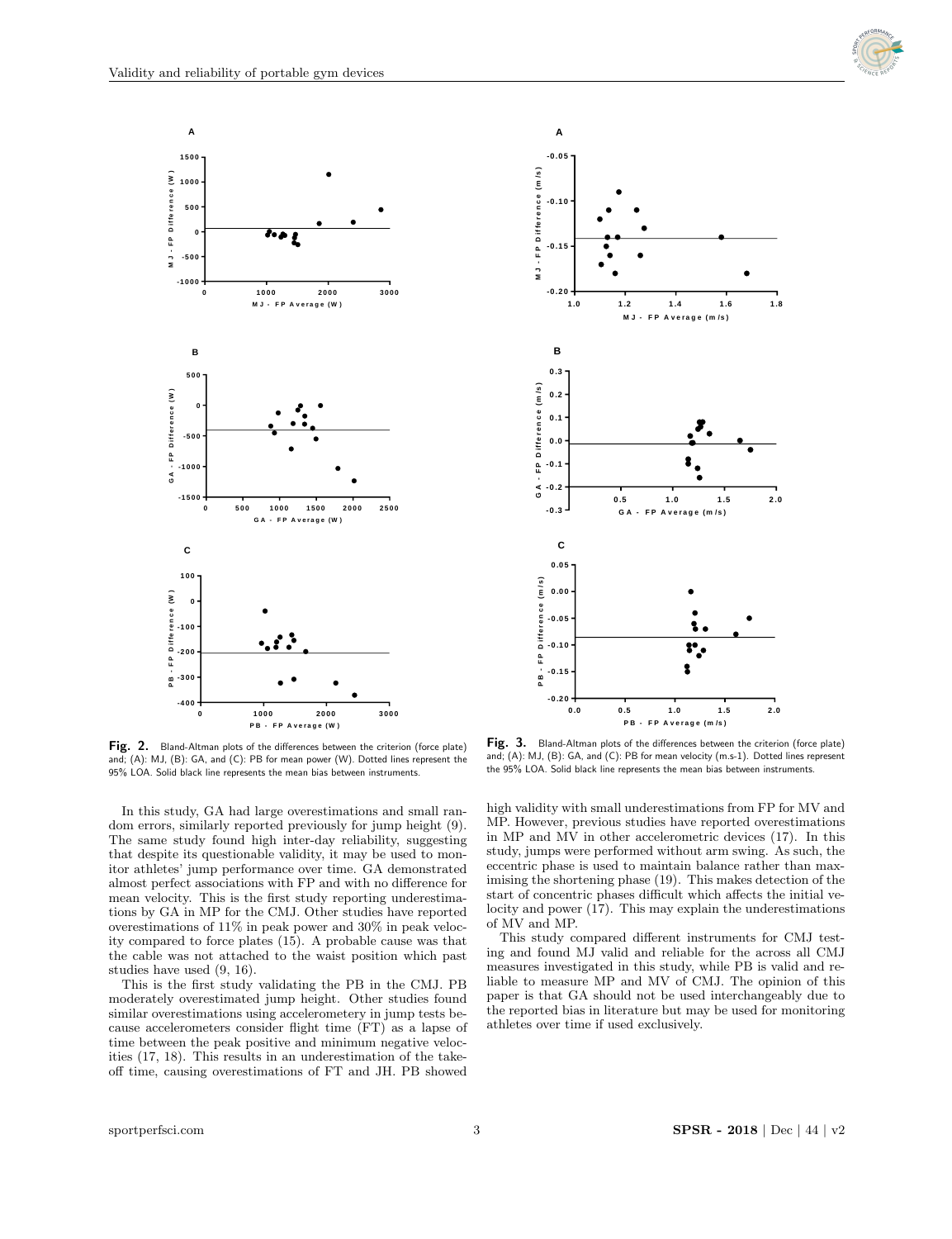Fig. 2. Bland-Altman plots of the differences between the criterion (force plate) and; (A): MJ, (B): GA, and (C): PB for mean power (W). Dotted lines represent the 95% LOA. Solid black line represents the mean bias between instruments.

Fig. 3. Bland-Altman plots of the differences between the criterion (force plate) and; (A): MJ, (B): GA, and (C): PB for mean velocity (m.s-1). Dotted lines represent the 95% LOA. Solid black line represents the mean bias between instruments.

In this study, GA had large overestimations and small random errors, similarly reported previously for jump height (9). The same study found high inter-day reliability, suggesting that despite its questionable validity, it may be used to monitor athletes' jump performance over time. GA demonstrated almost perfect associations with FP and with no difference for mean velocity. This is the first study reporting underestimations by GA in MP for the CMJ. Other studies have reported overestimations of 11% in peak power and 30% in peak velocity compared to force plates (15). A probable cause was that the cable was not attached to the waist position which past studies have used (9, 16).

This is the first study validating the PB in the CMJ. PB moderately overestimated jump height. Other studies found similar overestimations using accelerometery in jump tests because accelerometers consider flight time (FT) as a lapse of time between the peak positive and minimum negative velocities (17, 18). This results in an underestimation of the take-off time, causing overestimations of FT and JH. PB showed high validity with small underestimations from FP for MV and MP. However, previous studies have reported overestimations in MP and MV in other accelerometric devices (17). In this study, jumps were performed without arm swing. As such, the eccentric phase is used to maintain balance rather than maximising the shortening phase (19). This makes detection of the start of concentric phases difficult which affects the initial velocity and power (17). This may explain the underestimations of MV and MP.

This study compared different instruments for CMJ testing and found MJ valid and reliable for the across all CMJ measures investigated in this study, while PB is valid and reliable to measure MP and MV of CMJ. The opinion of this paper is that GA should not be used interchangeably due to the reported bias in literature but may be used for monitoring athletes over time if used exclusively.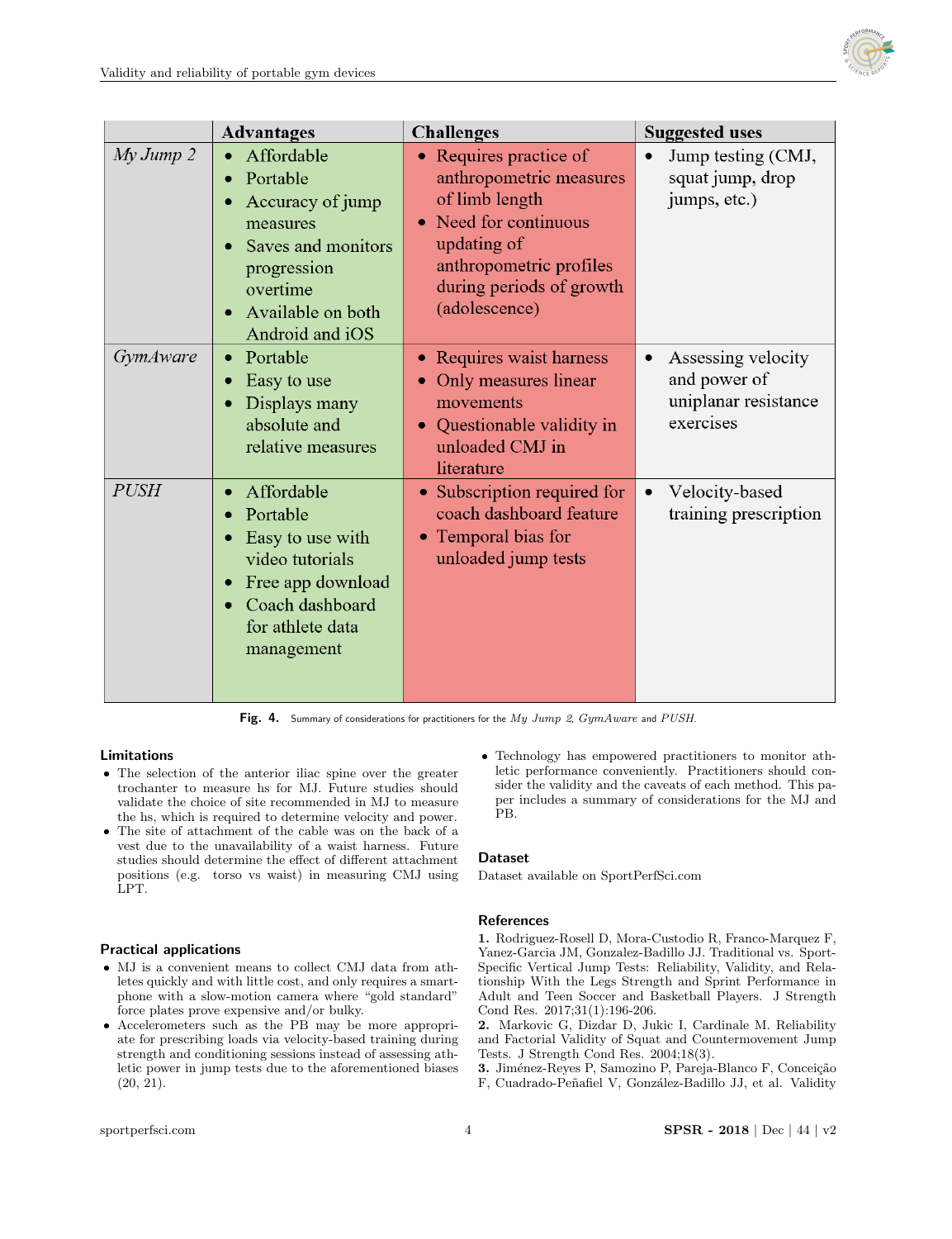| | Advantages | Challenges | Suggested uses |
|---|---|---|---|
| *My Jump 2* | • Affordable<br>• Portable<br>• Accuracy of jump measures<br>• Saves and monitors progression overtime<br>• Available on both Android and iOS | • Requires practice of anthropometric measures of limb length<br>• Need for continuous updating of anthropometric profiles during periods of growth (adolescence) | • Jump testing (CMJ, squat jump, drop jumps, etc.) |
| *GymAware* | • Portable<br>• Easy to use<br>• Displays many absolute and relative measures | • Requires waist harness<br>• Only measures linear movements<br>• Questionable validity in unloaded CMJ in literature | • Assessing velocity and power of uniplanar resistance exercises |
| *PUSH* | • Affordable<br>• Portable<br>• Easy to use with video tutorials<br>• Free app download<br>• Coach dashboard for athlete data management | • Subscription required for coach dashboard feature<br>• Temporal bias for unloaded jump tests | • Velocity-based training prescription |

**Fig. 4.** Summary of considerations for practitioners for the *My Jump 2*, *GymAware* and *PUSH*.

### Limitations

- The selection of the anterior iliac spine over the greater trochanter to measure hs for MJ. Future studies should validate the choice of site recommended in MJ to measure the hs, which is required to determine velocity and power.
- The site of attachment of the cable was on the back of a vest due to the unavailability of a waist harness. Future studies should determine the effect of different attachment positions (e.g. torso vs waist) in measuring CMJ using LPT.

### Practical applications

- MJ is a convenient means to collect CMJ data from athletes quickly and with little cost, and only requires a smartphone with a slow-motion camera where "gold standard" force plates prove expensive and/or bulky.
- Accelerometers such as the PB may be more appropriate for prescribing loads via velocity-based training during strength and conditioning sessions instead of assessing athletic power in jump tests due to the aforementioned biases (20, 21).
- Technology has empowered practitioners to monitor athletic performance conveniently. Practitioners should consider the validity and the caveats of each method. This paper includes a summary of considerations for the MJ and PB.

### Dataset

Dataset available on SportPerfSci.com

### References

**1.** Rodriguez-Rosell D, Mora-Custodio R, Franco-Marquez F, Yanez-Garcia JM, Gonzalez-Badillo JJ. Traditional vs. Sport-Specific Vertical Jump Tests: Reliability, Validity, and Relationship With the Legs Strength and Sprint Performance in Adult and Teen Soccer and Basketball Players. J Strength Cond Res. 2017;31(1):196-206.

**2.** Markovic G, Dizdar D, Jukic I, Cardinale M. Reliability and Factorial Validity of Squat and Countermovement Jump Tests. J Strength Cond Res. 2004;18(3).

**3.** Jiménez-Reyes P, Samozino P, Pareja-Blanco F, Conceição F, Cuadrado-Peñafiel V, González-Badillo JJ, et al. Validity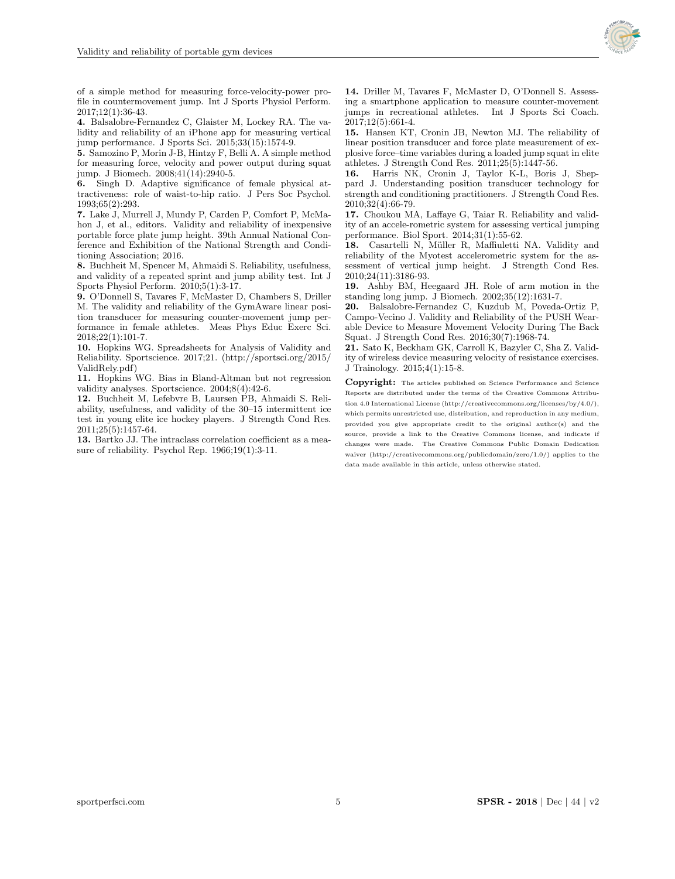of a simple method for measuring force-velocity-power profile in countermovement jump. Int J Sports Physiol Perform. 2017;12(1):36-43.

**4.** Balsalobre-Fernandez C, Glaister M, Lockey RA. The validity and reliability of an iPhone app for measuring vertical jump performance. J Sports Sci. 2015;33(15):1574-9.

**5.** Samozino P, Morin J-B, Hintzy F, Belli A. A simple method for measuring force, velocity and power output during squat jump. J Biomech. 2008;41(14):2940-5.

**6.** Singh D. Adaptive significance of female physical attractiveness: role of waist-to-hip ratio. J Pers Soc Psychol. 1993;65(2):293.

**7.** Lake J, Murrell J, Mundy P, Carden P, Comfort P, McMahon J, et al., editors. Validity and reliability of inexpensive portable force plate jump height. 39th Annual National Conference and Exhibition of the National Strength and Conditioning Association; 2016.

**8.** Buchheit M, Spencer M, Ahmaidi S. Reliability, usefulness, and validity of a repeated sprint and jump ability test. Int J Sports Physiol Perform. 2010;5(1):3-17.

**9.** O'Donnell S, Tavares F, McMaster D, Chambers S, Driller M. The validity and reliability of the GymAware linear position transducer for measuring counter-movement jump performance in female athletes. Meas Phys Educ Exerc Sci. 2018;22(1):101-7.

**10.** Hopkins WG. Spreadsheets for Analysis of Validity and Reliability. Sportscience. 2017;21. (http://sportsci.org/2015/ValidRely.pdf)

**11.** Hopkins WG. Bias in Bland-Altman but not regression validity analyses. Sportscience. 2004;8(4):42-6.

**12.** Buchheit M, Lefebvre B, Laursen PB, Ahmaidi S. Reliability, usefulness, and validity of the 30–15 intermittent ice test in young elite ice hockey players. J Strength Cond Res. 2011;25(5):1457-64.

**13.** Bartko JJ. The intraclass correlation coefficient as a measure of reliability. Psychol Rep. 1966;19(1):3-11.

**14.** Driller M, Tavares F, McMaster D, O'Donnell S. Assessing a smartphone application to measure counter-movement jumps in recreational athletes. Int J Sports Sci Coach. 2017;12(5):661-4.

**15.** Hansen KT, Cronin JB, Newton MJ. The reliability of linear position transducer and force plate measurement of explosive force–time variables during a loaded jump squat in elite athletes. J Strength Cond Res. 2011;25(5):1447-56.

**16.** Harris NK, Cronin J, Taylor K-L, Boris J, Sheppard J. Understanding position transducer technology for strength and conditioning practitioners. J Strength Cond Res. 2010;32(4):66-79.

**17.** Choukou MA, Laffaye G, Taiar R. Reliability and validity of an accele-rometric system for assessing vertical jumping performance. Biol Sport. 2014;31(1):55-62.

**18.** Casartelli N, Müller R, Maffiuletti NA. Validity and reliability of the Myotest accelerometric system for the assessment of vertical jump height. J Strength Cond Res. 2010;24(11):3186-93.

**19.** Ashby BM, Heegaard JH. Role of arm motion in the standing long jump. J Biomech. 2002;35(12):1631-7.

**20.** Balsalobre-Fernandez C, Kuzdub M, Poveda-Ortiz P, Campo-Vecino J. Validity and Reliability of the PUSH Wearable Device to Measure Movement Velocity During The Back Squat. J Strength Cond Res. 2016;30(7):1968-74.

**21.** Sato K, Beckham GK, Carroll K, Bazyler C, Sha Z. Validity of wireless device measuring velocity of resistance exercises. J Trainology. 2015;4(1):15-8.

**Copyright:** The articles published on Science Performance and Science Reports are distributed under the terms of the Creative Commons Attribution 4.0 International License (http://creativecommons.org/licenses/by/4.0/), which permits unrestricted use, distribution, and reproduction in any medium, provided you give appropriate credit to the original author(s) and the source, provide a link to the Creative Commons license, and indicate if changes were made. The Creative Commons Public Domain Dedication waiver (http://creativecommons.org/publicdomain/zero/1.0/) applies to the data made available in this article, unless otherwise stated.